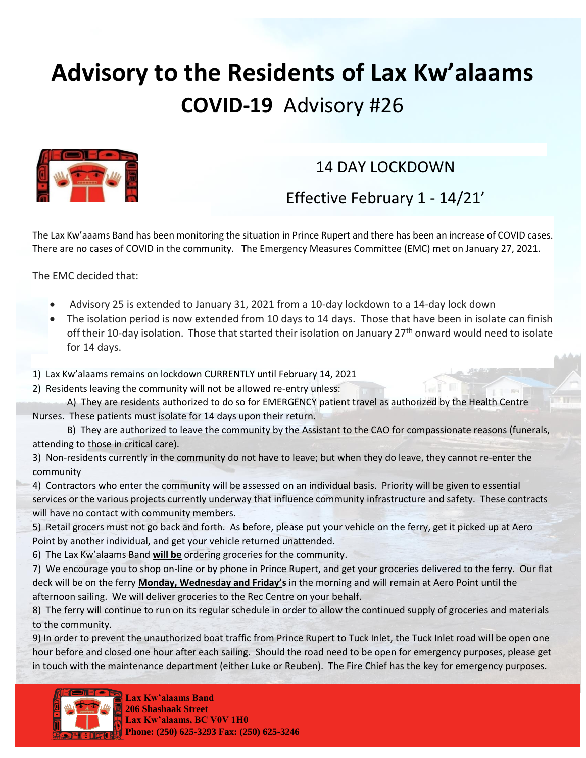# Advisory to the Residents of Lax Kw'alaams

## **COVID-19** Advisory #26

### 14 DAY LOCKDOWN

### Effective February 1 - 14/21'

The Lax Kw'aaams Band has been monitoring the situation in Prince Rupert and there has been an increase of COVID cases. There are no cases of COVID in the community. The Emergency Measures Committee (EMC) met on January 27, 2021.

The EMC decided that:

- Advisory 25 is extended to January 31, 2021 from a 10-day lockdown to a 14-day lock down
- The isolation period is now extended from 10 days to 14 days. Those that have been in isolate can finish off their 10-day isolation. Those that started their isolation on January 27th onward would need to isolate for 14 days.

1) Lax Kw'alaams remains on lockdown CURRENTLY until February 14, 2021
2) Residents leaving the community will not be allowed re-entry unless:
   A) They are residents authorized to do so for EMERGENCY patient travel as authorized by the Health Centre Nurses. These patients must isolate for 14 days upon their return.
   B) They are authorized to leave the community by the Assistant to the CAO for compassionate reasons (funerals, attending to those in critical care).
3) Non-residents currently in the community do not have to leave; but when they do leave, they cannot re-enter the community
4) Contractors who enter the community will be assessed on an individual basis. Priority will be given to essential services or the various projects currently underway that influence community infrastructure and safety. These contracts will have no contact with community members.
5) Retail grocers must not go back and forth. As before, please put your vehicle on the ferry, get it picked up at Aero Point by another individual, and get your vehicle returned unattended.
6) The Lax Kw'alaams Band **will be** ordering groceries for the community.
7) We encourage you to shop on-line or by phone in Prince Rupert, and get your groceries delivered to the ferry. Our flat deck will be on the ferry **Monday, Wednesday and Friday's** in the morning and will remain at Aero Point until the afternoon sailing. We will deliver groceries to the Rec Centre on your behalf.
8) The ferry will continue to run on its regular schedule in order to allow the continued supply of groceries and materials to the community.
9) In order to prevent the unauthorized boat traffic from Prince Rupert to Tuck Inlet, the Tuck Inlet road will be open one hour before and closed one hour after each sailing. Should the road need to be open for emergency purposes, please get in touch with the maintenance department (either Luke or Reuben). The Fire Chief has the key for emergency purposes.

**Lax Kw'alaams Band**
**206 Shashaak Street**
**Lax Kw'alaams, BC V0V 1H0**
**Phone: (250) 625-3293 Fax: (250) 625-3246**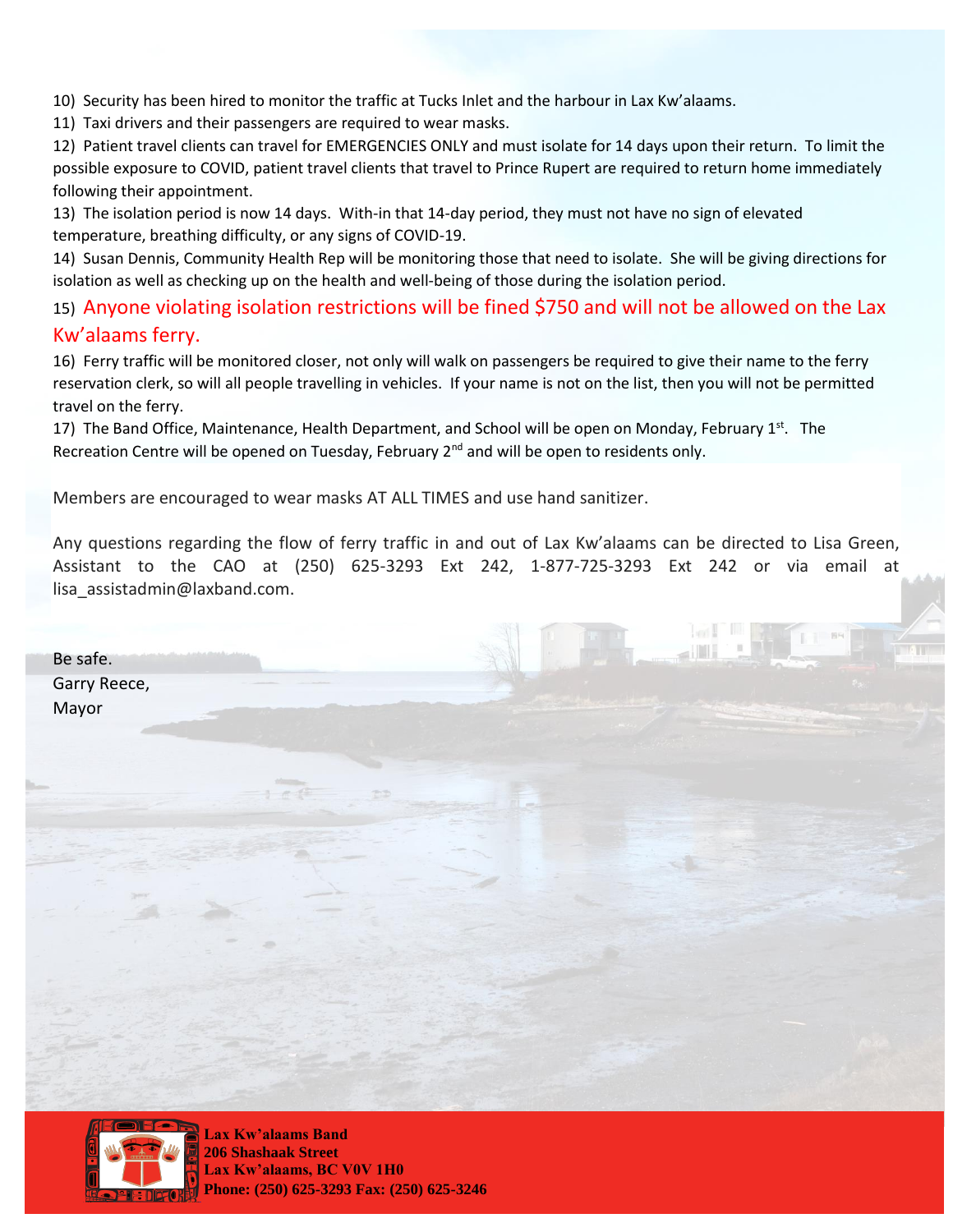10) Security has been hired to monitor the traffic at Tucks Inlet and the harbour in Lax Kw'alaams.

11) Taxi drivers and their passengers are required to wear masks.

12) Patient travel clients can travel for EMERGENCIES ONLY and must isolate for 14 days upon their return. To limit the possible exposure to COVID, patient travel clients that travel to Prince Rupert are required to return home immediately following their appointment.

13) The isolation period is now 14 days. With-in that 14-day period, they must not have no sign of elevated temperature, breathing difficulty, or any signs of COVID-19.

14) Susan Dennis, Community Health Rep will be monitoring those that need to isolate. She will be giving directions for isolation as well as checking up on the health and well-being of those during the isolation period.

15) Anyone violating isolation restrictions will be fined $750 and will not be allowed on the Lax Kw'alaams ferry.

16) Ferry traffic will be monitored closer, not only will walk on passengers be required to give their name to the ferry reservation clerk, so will all people travelling in vehicles. If your name is not on the list, then you will not be permitted travel on the ferry.

17) The Band Office, Maintenance, Health Department, and School will be open on Monday, February 1st. The Recreation Centre will be opened on Tuesday, February 2nd and will be open to residents only.

Members are encouraged to wear masks AT ALL TIMES and use hand sanitizer.

Any questions regarding the flow of ferry traffic in and out of Lax Kw'alaams can be directed to Lisa Green, Assistant to the CAO at (250) 625-3293 Ext 242, 1-877-725-3293 Ext 242 or via email at lisa_assistadmin@laxband.com.

Be safe.
Garry Reece,
Mayor

**Lax Kw'alaams Band**
**206 Shashaak Street**
**Lax Kw'alaams, BC V0V 1H0**
**Phone: (250) 625-3293 Fax: (250) 625-3246**